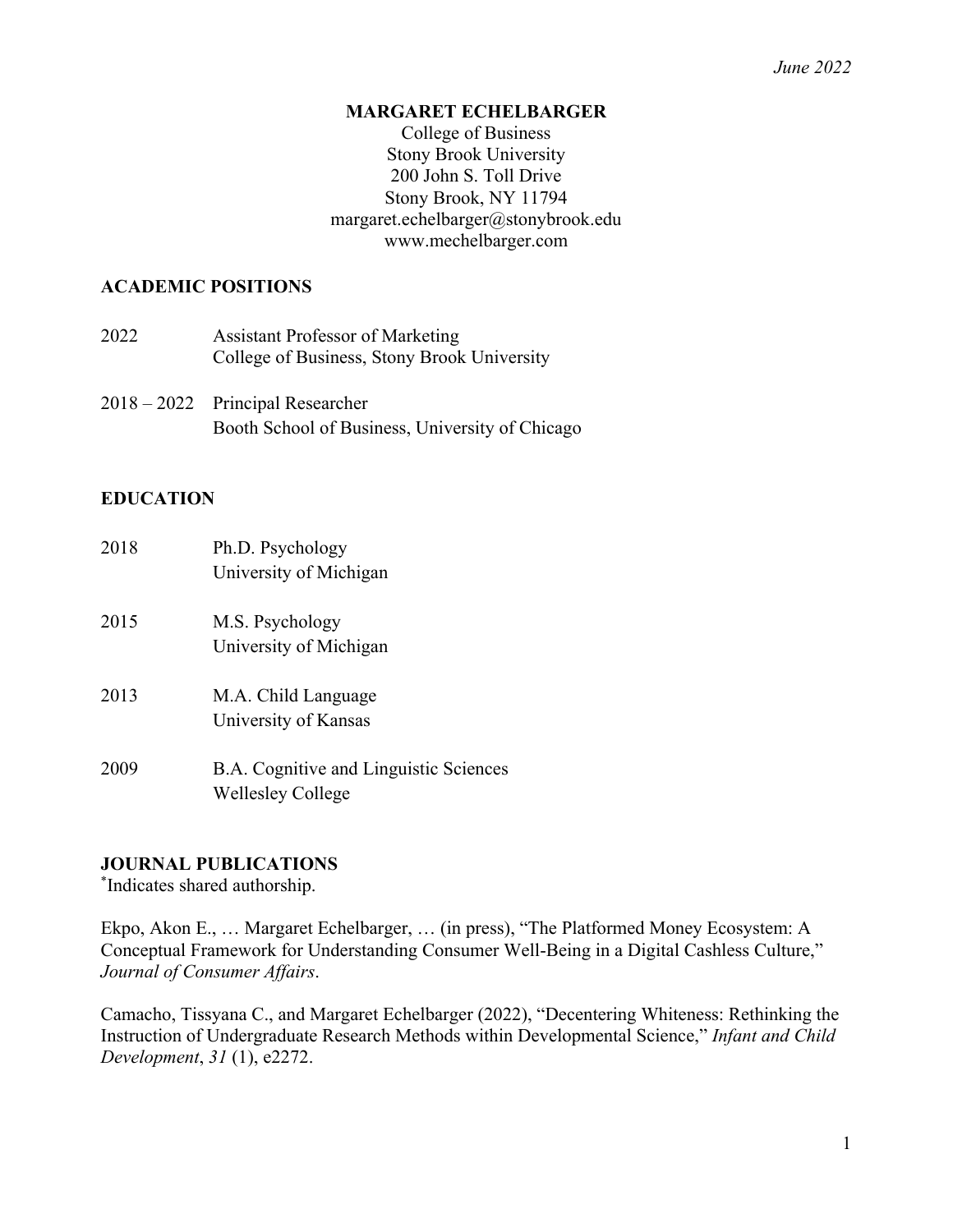*June 2022*

# MARGARET ECHELBARGER

College of Business
Stony Brook University
200 John S. Toll Drive
Stony Brook, NY 11794
margaret.echelbarger@stonybrook.edu
www.mechelbarger.com

## ACADEMIC POSITIONS

2022 — Assistant Professor of Marketing
College of Business, Stony Brook University

2018 – 2022 — Principal Researcher
Booth School of Business, University of Chicago

## EDUCATION

2018 — Ph.D. Psychology
University of Michigan

2015 — M.S. Psychology
University of Michigan

2013 — M.A. Child Language
University of Kansas

2009 — B.A. Cognitive and Linguistic Sciences
Wellesley College

## JOURNAL PUBLICATIONS

*Indicates shared authorship.

Ekpo, Akon E., … Margaret Echelbarger, … (in press), "The Platformed Money Ecosystem: A Conceptual Framework for Understanding Consumer Well-Being in a Digital Cashless Culture," *Journal of Consumer Affairs*.

Camacho, Tissyana C., and Margaret Echelbarger (2022), "Decentering Whiteness: Rethinking the Instruction of Undergraduate Research Methods within Developmental Science," *Infant and Child Development*, *31* (1), e2272.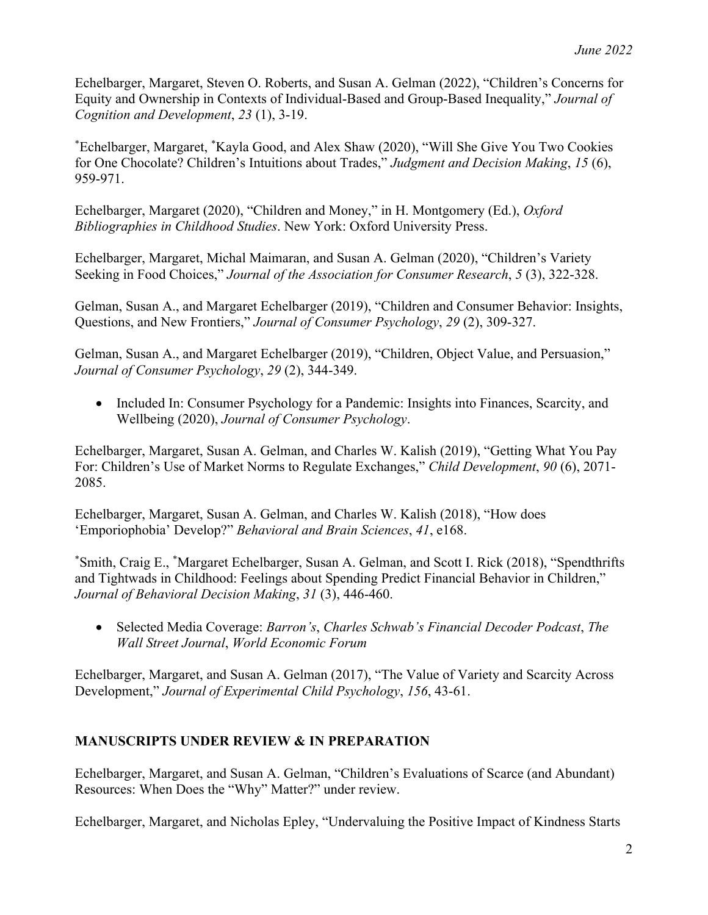Echelbarger, Margaret, Steven O. Roberts, and Susan A. Gelman (2022), "Children's Concerns for Equity and Ownership in Contexts of Individual-Based and Group-Based Inequality," *Journal of Cognition and Development*, *23* (1), 3-19.

*Echelbarger, Margaret, *Kayla Good, and Alex Shaw (2020), "Will She Give You Two Cookies for One Chocolate? Children's Intuitions about Trades," *Judgment and Decision Making*, *15* (6), 959-971.

Echelbarger, Margaret (2020), "Children and Money," in H. Montgomery (Ed.), *Oxford Bibliographies in Childhood Studies*. New York: Oxford University Press.

Echelbarger, Margaret, Michal Maimaran, and Susan A. Gelman (2020), "Children's Variety Seeking in Food Choices," *Journal of the Association for Consumer Research*, *5* (3), 322-328.

Gelman, Susan A., and Margaret Echelbarger (2019), "Children and Consumer Behavior: Insights, Questions, and New Frontiers," *Journal of Consumer Psychology*, *29* (2), 309-327.

Gelman, Susan A., and Margaret Echelbarger (2019), "Children, Object Value, and Persuasion," *Journal of Consumer Psychology*, *29* (2), 344-349.

- Included In: Consumer Psychology for a Pandemic: Insights into Finances, Scarcity, and Wellbeing (2020), *Journal of Consumer Psychology*.

Echelbarger, Margaret, Susan A. Gelman, and Charles W. Kalish (2019), "Getting What You Pay For: Children's Use of Market Norms to Regulate Exchanges," *Child Development*, *90* (6), 2071-2085.

Echelbarger, Margaret, Susan A. Gelman, and Charles W. Kalish (2018), "How does 'Emporiophobia' Develop?" *Behavioral and Brain Sciences*, *41*, e168.

*Smith, Craig E., *Margaret Echelbarger, Susan A. Gelman, and Scott I. Rick (2018), "Spendthrifts and Tightwads in Childhood: Feelings about Spending Predict Financial Behavior in Children," *Journal of Behavioral Decision Making*, *31* (3), 446-460.

- Selected Media Coverage: *Barron's*, *Charles Schwab's Financial Decoder Podcast*, *The Wall Street Journal*, *World Economic Forum*

Echelbarger, Margaret, and Susan A. Gelman (2017), "The Value of Variety and Scarcity Across Development," *Journal of Experimental Child Psychology*, *156*, 43-61.

## MANUSCRIPTS UNDER REVIEW & IN PREPARATION

Echelbarger, Margaret, and Susan A. Gelman, "Children's Evaluations of Scarce (and Abundant) Resources: When Does the "Why" Matter?" under review.

Echelbarger, Margaret, and Nicholas Epley, "Undervaluing the Positive Impact of Kindness Starts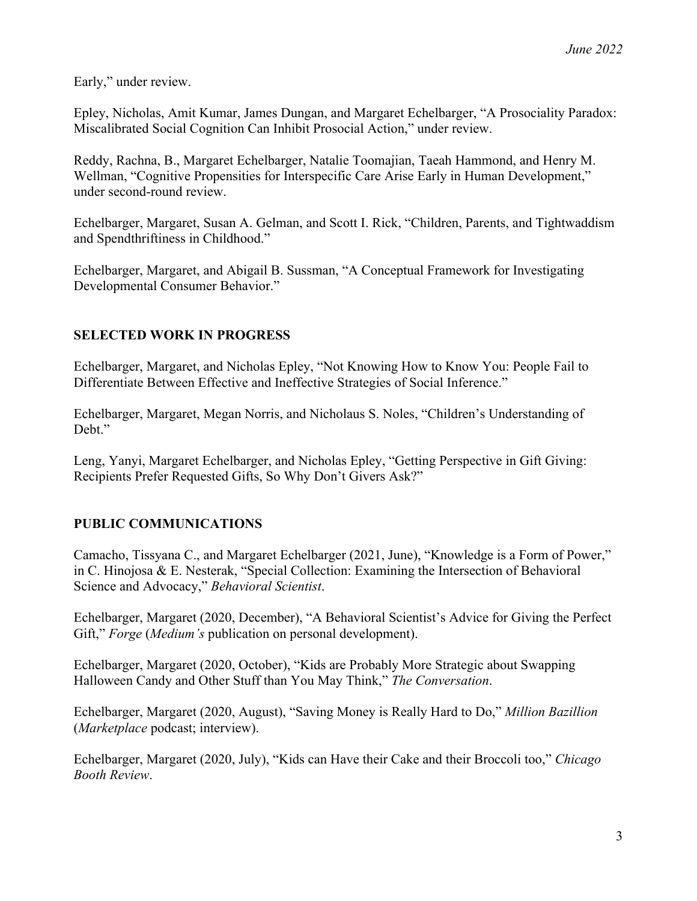Early," under review.

Epley, Nicholas, Amit Kumar, James Dungan, and Margaret Echelbarger, "A Prosociality Paradox: Miscalibrated Social Cognition Can Inhibit Prosocial Action," under review.

Reddy, Rachna, B., Margaret Echelbarger, Natalie Toomajian, Taeah Hammond, and Henry M. Wellman, "Cognitive Propensities for Interspecific Care Arise Early in Human Development," under second-round review.

Echelbarger, Margaret, Susan A. Gelman, and Scott I. Rick, "Children, Parents, and Tightwaddism and Spendthriftiness in Childhood."

Echelbarger, Margaret, and Abigail B. Sussman, "A Conceptual Framework for Investigating Developmental Consumer Behavior."

## SELECTED WORK IN PROGRESS

Echelbarger, Margaret, and Nicholas Epley, "Not Knowing How to Know You: People Fail to Differentiate Between Effective and Ineffective Strategies of Social Inference."

Echelbarger, Margaret, Megan Norris, and Nicholaus S. Noles, "Children's Understanding of Debt."

Leng, Yanyi, Margaret Echelbarger, and Nicholas Epley, "Getting Perspective in Gift Giving: Recipients Prefer Requested Gifts, So Why Don't Givers Ask?"

## PUBLIC COMMUNICATIONS

Camacho, Tissyana C., and Margaret Echelbarger (2021, June), "Knowledge is a Form of Power," in C. Hinojosa & E. Nesterak, "Special Collection: Examining the Intersection of Behavioral Science and Advocacy," *Behavioral Scientist*.

Echelbarger, Margaret (2020, December), "A Behavioral Scientist's Advice for Giving the Perfect Gift," *Forge* (*Medium's* publication on personal development).

Echelbarger, Margaret (2020, October), "Kids are Probably More Strategic about Swapping Halloween Candy and Other Stuff than You May Think," *The Conversation*.

Echelbarger, Margaret (2020, August), "Saving Money is Really Hard to Do," *Million Bazillion* (*Marketplace* podcast; interview).

Echelbarger, Margaret (2020, July), "Kids can Have their Cake and their Broccoli too," *Chicago Booth Review*.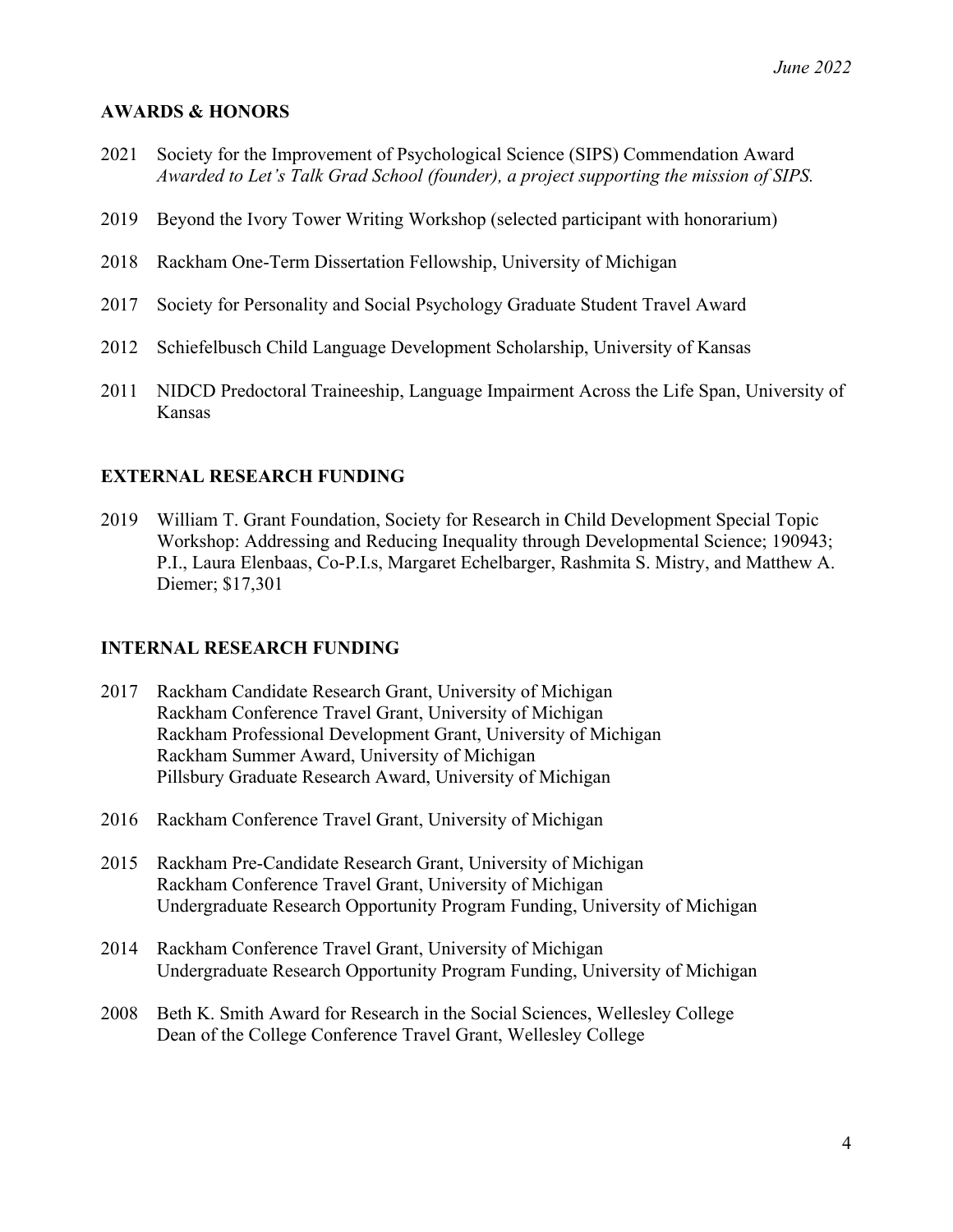## AWARDS & HONORS

2021 Society for the Improvement of Psychological Science (SIPS) Commendation Award
*Awarded to Let's Talk Grad School (founder), a project supporting the mission of SIPS.*

2019 Beyond the Ivory Tower Writing Workshop (selected participant with honorarium)

2018 Rackham One-Term Dissertation Fellowship, University of Michigan

2017 Society for Personality and Social Psychology Graduate Student Travel Award

2012 Schiefelbusch Child Language Development Scholarship, University of Kansas

2011 NIDCD Predoctoral Traineeship, Language Impairment Across the Life Span, University of Kansas

## EXTERNAL RESEARCH FUNDING

2019 William T. Grant Foundation, Society for Research in Child Development Special Topic Workshop: Addressing and Reducing Inequality through Developmental Science; 190943; P.I., Laura Elenbaas, Co-P.I.s, Margaret Echelbarger, Rashmita S. Mistry, and Matthew A. Diemer; $17,301

## INTERNAL RESEARCH FUNDING

2017 Rackham Candidate Research Grant, University of Michigan
Rackham Conference Travel Grant, University of Michigan
Rackham Professional Development Grant, University of Michigan
Rackham Summer Award, University of Michigan
Pillsbury Graduate Research Award, University of Michigan

2016 Rackham Conference Travel Grant, University of Michigan

2015 Rackham Pre-Candidate Research Grant, University of Michigan
Rackham Conference Travel Grant, University of Michigan
Undergraduate Research Opportunity Program Funding, University of Michigan

2014 Rackham Conference Travel Grant, University of Michigan
Undergraduate Research Opportunity Program Funding, University of Michigan

2008 Beth K. Smith Award for Research in the Social Sciences, Wellesley College
Dean of the College Conference Travel Grant, Wellesley College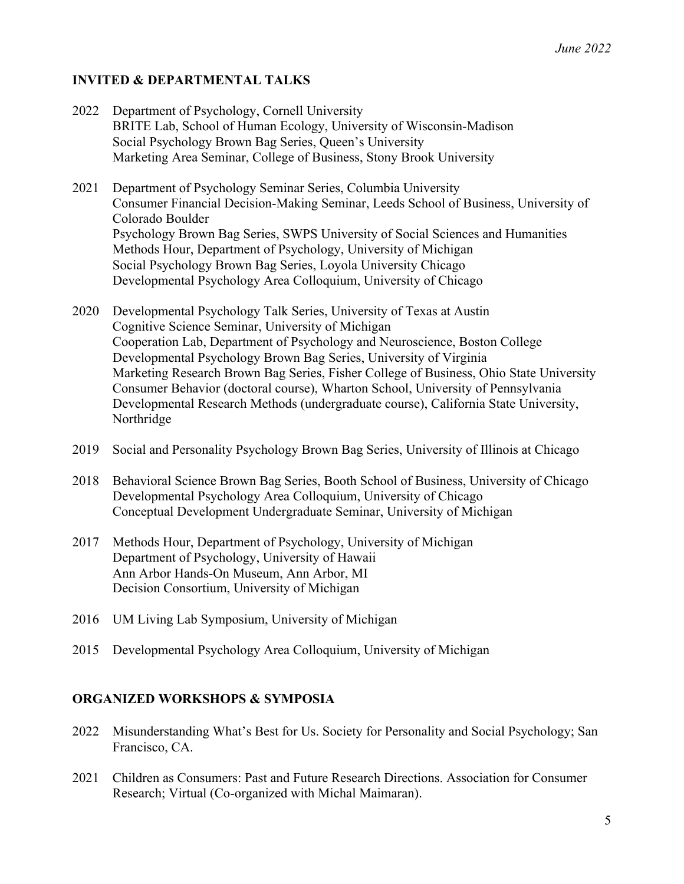## INVITED & DEPARTMENTAL TALKS

2022 Department of Psychology, Cornell University
BRITE Lab, School of Human Ecology, University of Wisconsin-Madison
Social Psychology Brown Bag Series, Queen's University
Marketing Area Seminar, College of Business, Stony Brook University

2021 Department of Psychology Seminar Series, Columbia University
Consumer Financial Decision-Making Seminar, Leeds School of Business, University of Colorado Boulder
Psychology Brown Bag Series, SWPS University of Social Sciences and Humanities
Methods Hour, Department of Psychology, University of Michigan
Social Psychology Brown Bag Series, Loyola University Chicago
Developmental Psychology Area Colloquium, University of Chicago

2020 Developmental Psychology Talk Series, University of Texas at Austin
Cognitive Science Seminar, University of Michigan
Cooperation Lab, Department of Psychology and Neuroscience, Boston College
Developmental Psychology Brown Bag Series, University of Virginia
Marketing Research Brown Bag Series, Fisher College of Business, Ohio State University
Consumer Behavior (doctoral course), Wharton School, University of Pennsylvania
Developmental Research Methods (undergraduate course), California State University, Northridge

2019 Social and Personality Psychology Brown Bag Series, University of Illinois at Chicago

2018 Behavioral Science Brown Bag Series, Booth School of Business, University of Chicago
Developmental Psychology Area Colloquium, University of Chicago
Conceptual Development Undergraduate Seminar, University of Michigan

2017 Methods Hour, Department of Psychology, University of Michigan
Department of Psychology, University of Hawaii
Ann Arbor Hands-On Museum, Ann Arbor, MI
Decision Consortium, University of Michigan

2016 UM Living Lab Symposium, University of Michigan

2015 Developmental Psychology Area Colloquium, University of Michigan

## ORGANIZED WORKSHOPS & SYMPOSIA

2022 Misunderstanding What's Best for Us. Society for Personality and Social Psychology; San Francisco, CA.

2021 Children as Consumers: Past and Future Research Directions. Association for Consumer Research; Virtual (Co-organized with Michal Maimaran).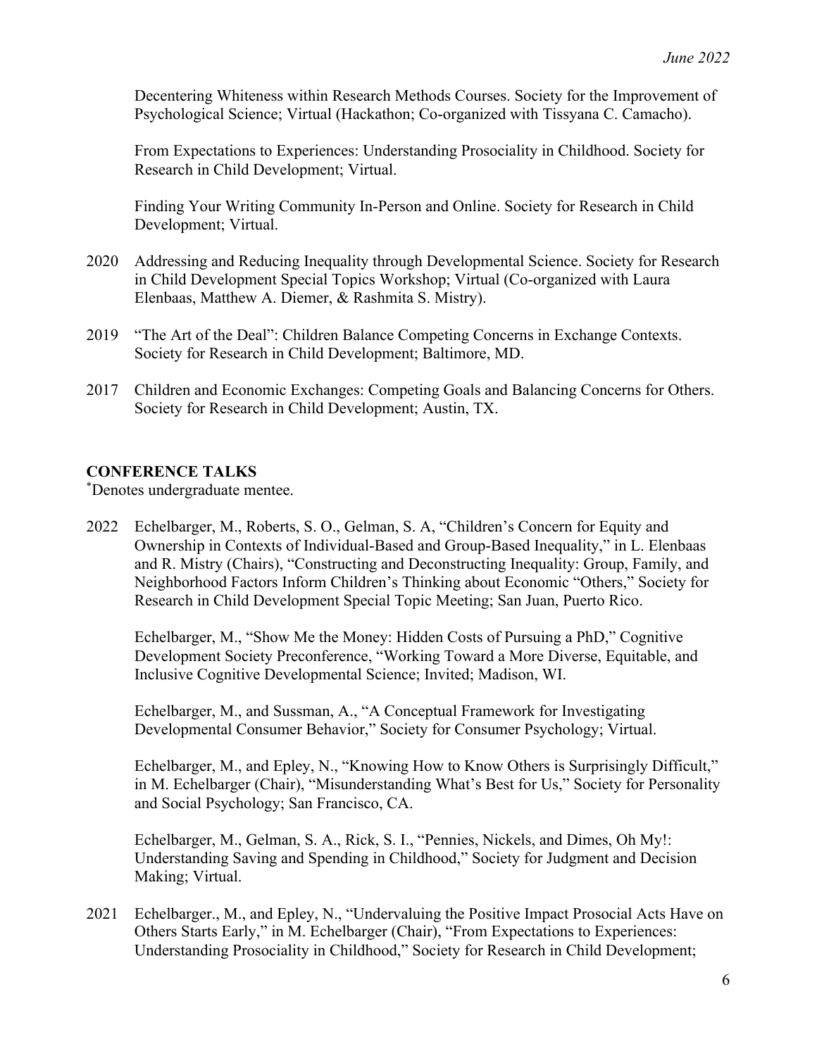Decentering Whiteness within Research Methods Courses. Society for the Improvement of Psychological Science; Virtual (Hackathon; Co-organized with Tissyana C. Camacho).

From Expectations to Experiences: Understanding Prosociality in Childhood. Society for Research in Child Development; Virtual.

Finding Your Writing Community In-Person and Online. Society for Research in Child Development; Virtual.

2020 Addressing and Reducing Inequality through Developmental Science. Society for Research in Child Development Special Topics Workshop; Virtual (Co-organized with Laura Elenbaas, Matthew A. Diemer, & Rashmita S. Mistry).

2019 "The Art of the Deal": Children Balance Competing Concerns in Exchange Contexts. Society for Research in Child Development; Baltimore, MD.

2017 Children and Economic Exchanges: Competing Goals and Balancing Concerns for Others. Society for Research in Child Development; Austin, TX.

## CONFERENCE TALKS

*Denotes undergraduate mentee.

2022 Echelbarger, M., Roberts, S. O., Gelman, S. A, "Children's Concern for Equity and Ownership in Contexts of Individual-Based and Group-Based Inequality," in L. Elenbaas and R. Mistry (Chairs), "Constructing and Deconstructing Inequality: Group, Family, and Neighborhood Factors Inform Children's Thinking about Economic "Others," Society for Research in Child Development Special Topic Meeting; San Juan, Puerto Rico.

Echelbarger, M., "Show Me the Money: Hidden Costs of Pursuing a PhD," Cognitive Development Society Preconference, "Working Toward a More Diverse, Equitable, and Inclusive Cognitive Developmental Science; Invited; Madison, WI.

Echelbarger, M., and Sussman, A., "A Conceptual Framework for Investigating Developmental Consumer Behavior," Society for Consumer Psychology; Virtual.

Echelbarger, M., and Epley, N., "Knowing How to Know Others is Surprisingly Difficult," in M. Echelbarger (Chair), "Misunderstanding What's Best for Us," Society for Personality and Social Psychology; San Francisco, CA.

Echelbarger, M., Gelman, S. A., Rick, S. I., "Pennies, Nickels, and Dimes, Oh My!: Understanding Saving and Spending in Childhood," Society for Judgment and Decision Making; Virtual.

2021 Echelbarger., M., and Epley, N., "Undervaluing the Positive Impact Prosocial Acts Have on Others Starts Early," in M. Echelbarger (Chair), "From Expectations to Experiences: Understanding Prosociality in Childhood," Society for Research in Child Development;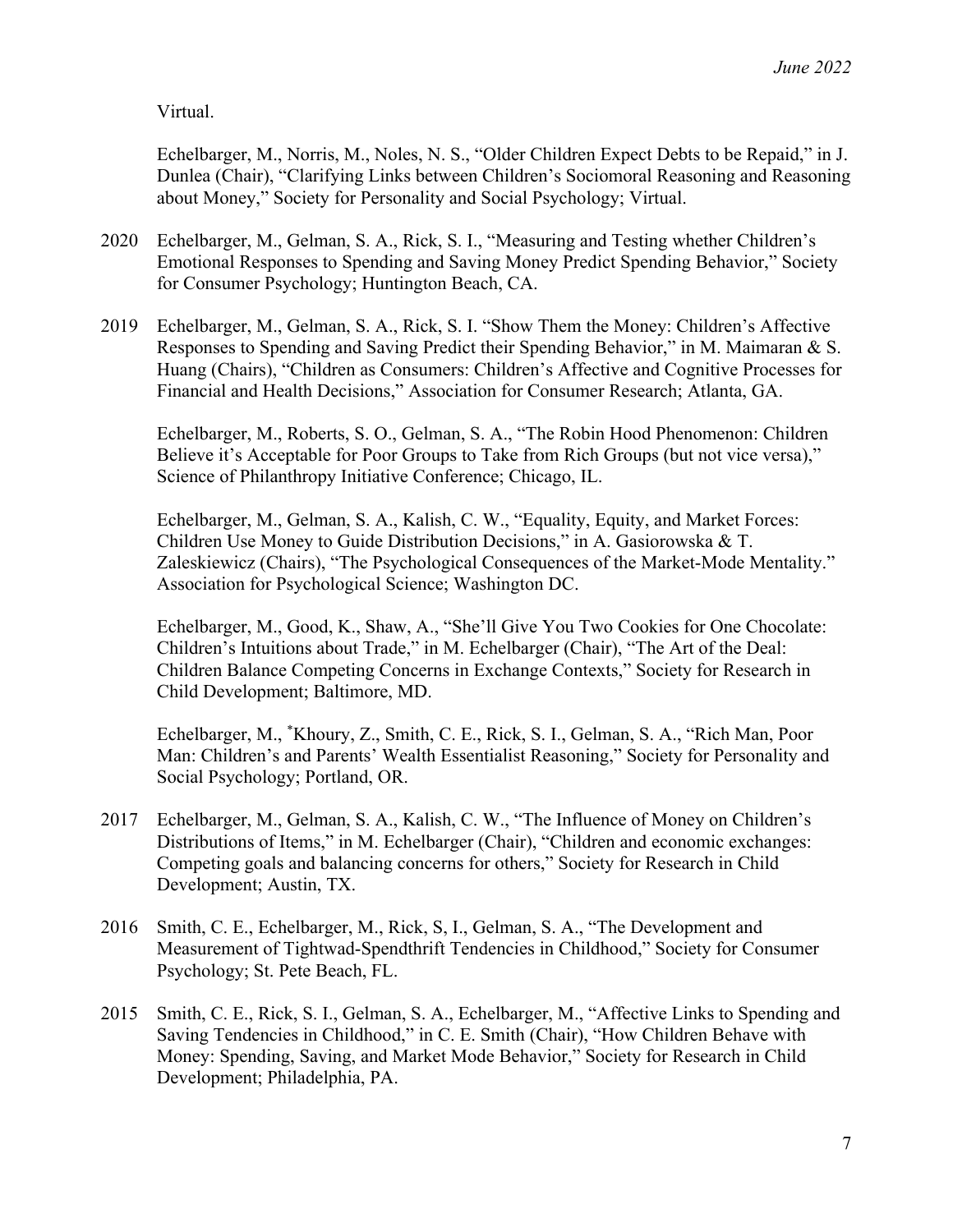Virtual.

Echelbarger, M., Norris, M., Noles, N. S., "Older Children Expect Debts to be Repaid," in J. Dunlea (Chair), "Clarifying Links between Children's Sociomoral Reasoning and Reasoning about Money," Society for Personality and Social Psychology; Virtual.

2020 Echelbarger, M., Gelman, S. A., Rick, S. I., "Measuring and Testing whether Children's Emotional Responses to Spending and Saving Money Predict Spending Behavior," Society for Consumer Psychology; Huntington Beach, CA.

2019 Echelbarger, M., Gelman, S. A., Rick, S. I. "Show Them the Money: Children's Affective Responses to Spending and Saving Predict their Spending Behavior," in M. Maimaran & S. Huang (Chairs), "Children as Consumers: Children's Affective and Cognitive Processes for Financial and Health Decisions," Association for Consumer Research; Atlanta, GA.

Echelbarger, M., Roberts, S. O., Gelman, S. A., "The Robin Hood Phenomenon: Children Believe it's Acceptable for Poor Groups to Take from Rich Groups (but not vice versa)," Science of Philanthropy Initiative Conference; Chicago, IL.

Echelbarger, M., Gelman, S. A., Kalish, C. W., "Equality, Equity, and Market Forces: Children Use Money to Guide Distribution Decisions," in A. Gasiorowska & T. Zaleskiewicz (Chairs), "The Psychological Consequences of the Market-Mode Mentality." Association for Psychological Science; Washington DC.

Echelbarger, M., Good, K., Shaw, A., "She'll Give You Two Cookies for One Chocolate: Children's Intuitions about Trade," in M. Echelbarger (Chair), "The Art of the Deal: Children Balance Competing Concerns in Exchange Contexts," Society for Research in Child Development; Baltimore, MD.

Echelbarger, M., *Khoury, Z., Smith, C. E., Rick, S. I., Gelman, S. A., "Rich Man, Poor Man: Children's and Parents' Wealth Essentialist Reasoning," Society for Personality and Social Psychology; Portland, OR.

2017 Echelbarger, M., Gelman, S. A., Kalish, C. W., "The Influence of Money on Children's Distributions of Items," in M. Echelbarger (Chair), "Children and economic exchanges: Competing goals and balancing concerns for others," Society for Research in Child Development; Austin, TX.

2016 Smith, C. E., Echelbarger, M., Rick, S, I., Gelman, S. A., "The Development and Measurement of Tightwad-Spendthrift Tendencies in Childhood," Society for Consumer Psychology; St. Pete Beach, FL.

2015 Smith, C. E., Rick, S. I., Gelman, S. A., Echelbarger, M., "Affective Links to Spending and Saving Tendencies in Childhood," in C. E. Smith (Chair), "How Children Behave with Money: Spending, Saving, and Market Mode Behavior," Society for Research in Child Development; Philadelphia, PA.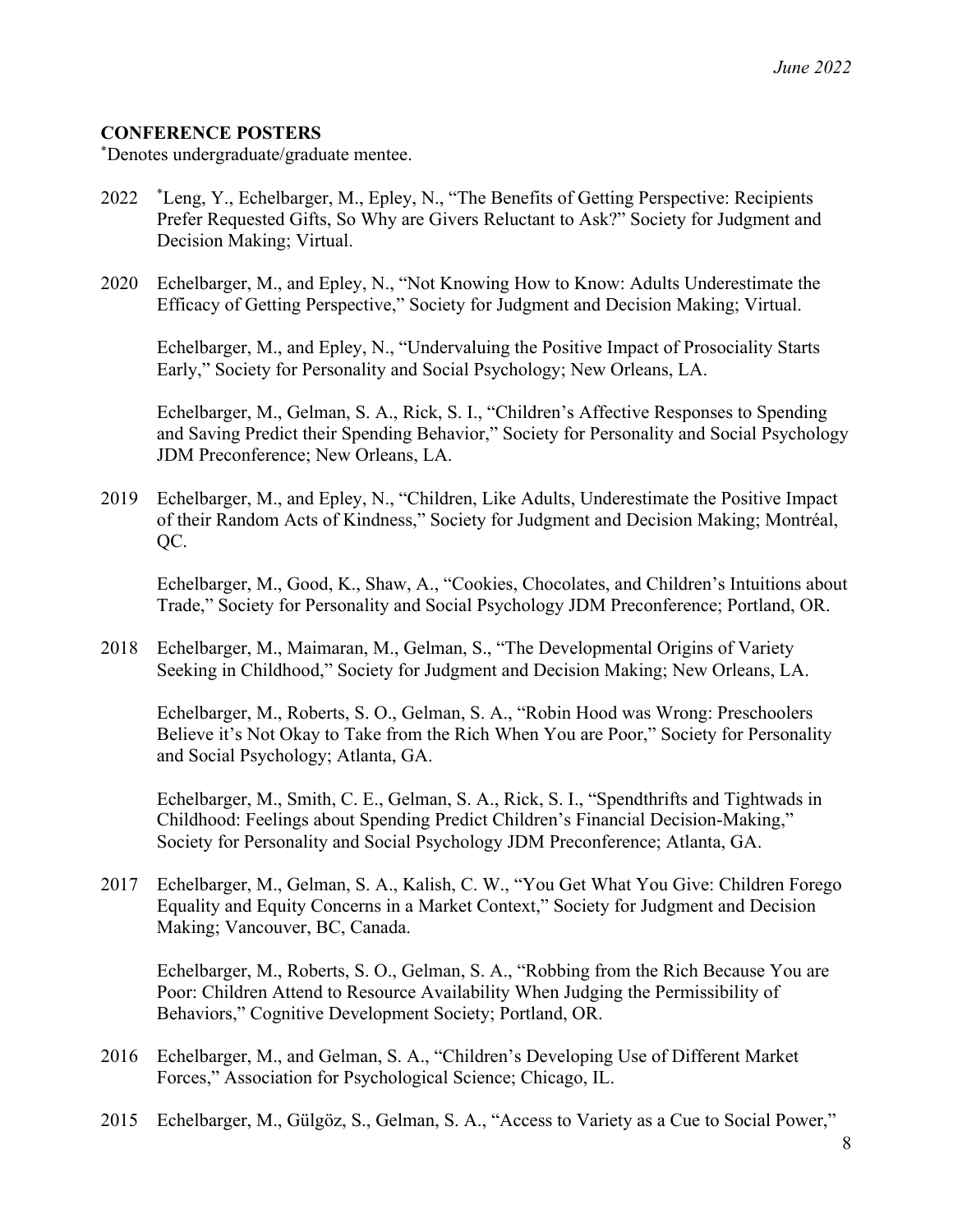## CONFERENCE POSTERS

*Denotes undergraduate/graduate mentee.

2022 *Leng, Y., Echelbarger, M., Epley, N., "The Benefits of Getting Perspective: Recipients Prefer Requested Gifts, So Why are Givers Reluctant to Ask?" Society for Judgment and Decision Making; Virtual.

2020 Echelbarger, M., and Epley, N., "Not Knowing How to Know: Adults Underestimate the Efficacy of Getting Perspective," Society for Judgment and Decision Making; Virtual.

Echelbarger, M., and Epley, N., "Undervaluing the Positive Impact of Prosociality Starts Early," Society for Personality and Social Psychology; New Orleans, LA.

Echelbarger, M., Gelman, S. A., Rick, S. I., "Children's Affective Responses to Spending and Saving Predict their Spending Behavior," Society for Personality and Social Psychology JDM Preconference; New Orleans, LA.

2019 Echelbarger, M., and Epley, N., "Children, Like Adults, Underestimate the Positive Impact of their Random Acts of Kindness," Society for Judgment and Decision Making; Montréal, QC.

Echelbarger, M., Good, K., Shaw, A., "Cookies, Chocolates, and Children's Intuitions about Trade," Society for Personality and Social Psychology JDM Preconference; Portland, OR.

2018 Echelbarger, M., Maimaran, M., Gelman, S., "The Developmental Origins of Variety Seeking in Childhood," Society for Judgment and Decision Making; New Orleans, LA.

Echelbarger, M., Roberts, S. O., Gelman, S. A., "Robin Hood was Wrong: Preschoolers Believe it's Not Okay to Take from the Rich When You are Poor," Society for Personality and Social Psychology; Atlanta, GA.

Echelbarger, M., Smith, C. E., Gelman, S. A., Rick, S. I., "Spendthrifts and Tightwads in Childhood: Feelings about Spending Predict Children's Financial Decision-Making," Society for Personality and Social Psychology JDM Preconference; Atlanta, GA.

2017 Echelbarger, M., Gelman, S. A., Kalish, C. W., "You Get What You Give: Children Forego Equality and Equity Concerns in a Market Context," Society for Judgment and Decision Making; Vancouver, BC, Canada.

Echelbarger, M., Roberts, S. O., Gelman, S. A., "Robbing from the Rich Because You are Poor: Children Attend to Resource Availability When Judging the Permissibility of Behaviors," Cognitive Development Society; Portland, OR.

2016 Echelbarger, M., and Gelman, S. A., "Children's Developing Use of Different Market Forces," Association for Psychological Science; Chicago, IL.

2015 Echelbarger, M., Gülgöz, S., Gelman, S. A., "Access to Variety as a Cue to Social Power,"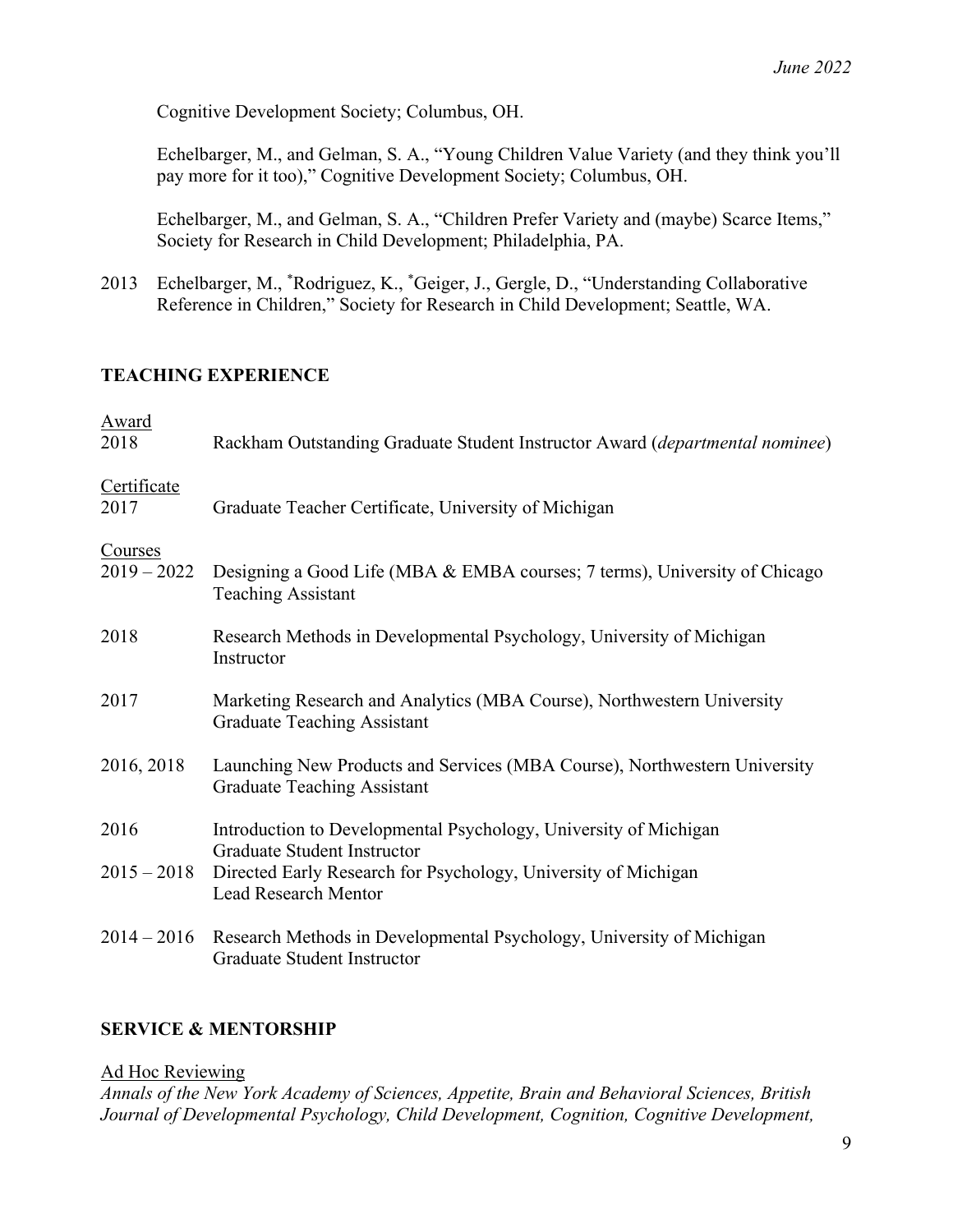Cognitive Development Society; Columbus, OH.

Echelbarger, M., and Gelman, S. A., "Young Children Value Variety (and they think you'll pay more for it too)," Cognitive Development Society; Columbus, OH.

Echelbarger, M., and Gelman, S. A., "Children Prefer Variety and (maybe) Scarce Items," Society for Research in Child Development; Philadelphia, PA.

2013 Echelbarger, M., *Rodriguez, K., *Geiger, J., Gergle, D., "Understanding Collaborative Reference in Children," Society for Research in Child Development; Seattle, WA.

## TEACHING EXPERIENCE

Award

2018 Rackham Outstanding Graduate Student Instructor Award (*departmental nominee*)

Certificate

2017 Graduate Teacher Certificate, University of Michigan

Courses

2019 – 2022 Designing a Good Life (MBA & EMBA courses; 7 terms), University of Chicago
Teaching Assistant

2018 Research Methods in Developmental Psychology, University of Michigan
Instructor

2017 Marketing Research and Analytics (MBA Course), Northwestern University
Graduate Teaching Assistant

2016, 2018 Launching New Products and Services (MBA Course), Northwestern University
Graduate Teaching Assistant

2016 Introduction to Developmental Psychology, University of Michigan
Graduate Student Instructor

2015 – 2018 Directed Early Research for Psychology, University of Michigan
Lead Research Mentor

2014 – 2016 Research Methods in Developmental Psychology, University of Michigan
Graduate Student Instructor

## SERVICE & MENTORSHIP

Ad Hoc Reviewing

*Annals of the New York Academy of Sciences, Appetite, Brain and Behavioral Sciences, British Journal of Developmental Psychology, Child Development, Cognition, Cognitive Development,*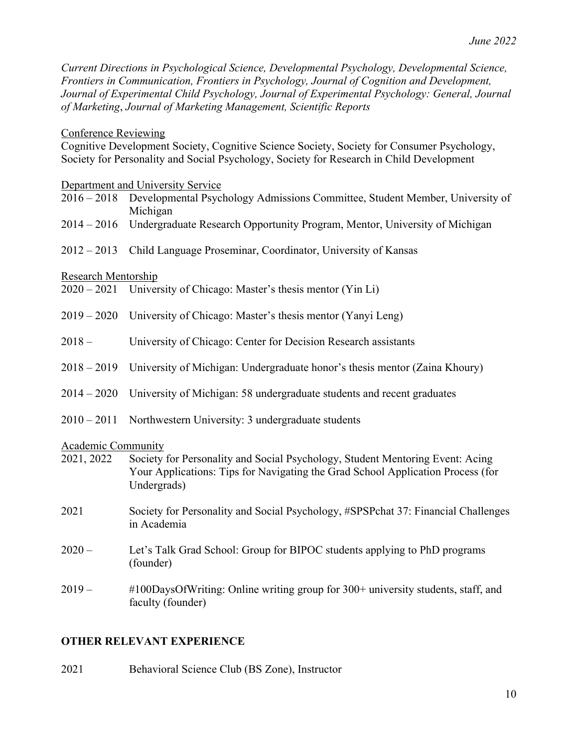*Current Directions in Psychological Science, Developmental Psychology, Developmental Science, Frontiers in Communication, Frontiers in Psychology, Journal of Cognition and Development, Journal of Experimental Child Psychology, Journal of Experimental Psychology: General, Journal of Marketing*, *Journal of Marketing Management, Scientific Reports*

<u>Conference Reviewing</u>

Cognitive Development Society, Cognitive Science Society, Society for Consumer Psychology, Society for Personality and Social Psychology, Society for Research in Child Development

<u>Department and University Service</u>

2016 – 2018 Developmental Psychology Admissions Committee, Student Member, University of Michigan

2014 – 2016 Undergraduate Research Opportunity Program, Mentor, University of Michigan

2012 – 2013 Child Language Proseminar, Coordinator, University of Kansas

<u>Research Mentorship</u>

2020 – 2021 University of Chicago: Master's thesis mentor (Yin Li)

2019 – 2020 University of Chicago: Master's thesis mentor (Yanyi Leng)

2018 – University of Chicago: Center for Decision Research assistants

2018 – 2019 University of Michigan: Undergraduate honor's thesis mentor (Zaina Khoury)

2014 – 2020 University of Michigan: 58 undergraduate students and recent graduates

2010 – 2011 Northwestern University: 3 undergraduate students

<u>Academic Community</u>

2021, 2022 Society for Personality and Social Psychology, Student Mentoring Event: Acing Your Applications: Tips for Navigating the Grad School Application Process (for Undergrads)

2021 Society for Personality and Social Psychology, #SPSPchat 37: Financial Challenges in Academia

2020 – Let's Talk Grad School: Group for BIPOC students applying to PhD programs (founder)

2019 – #100DaysOfWriting: Online writing group for 300+ university students, staff, and faculty (founder)

## OTHER RELEVANT EXPERIENCE

2021 Behavioral Science Club (BS Zone), Instructor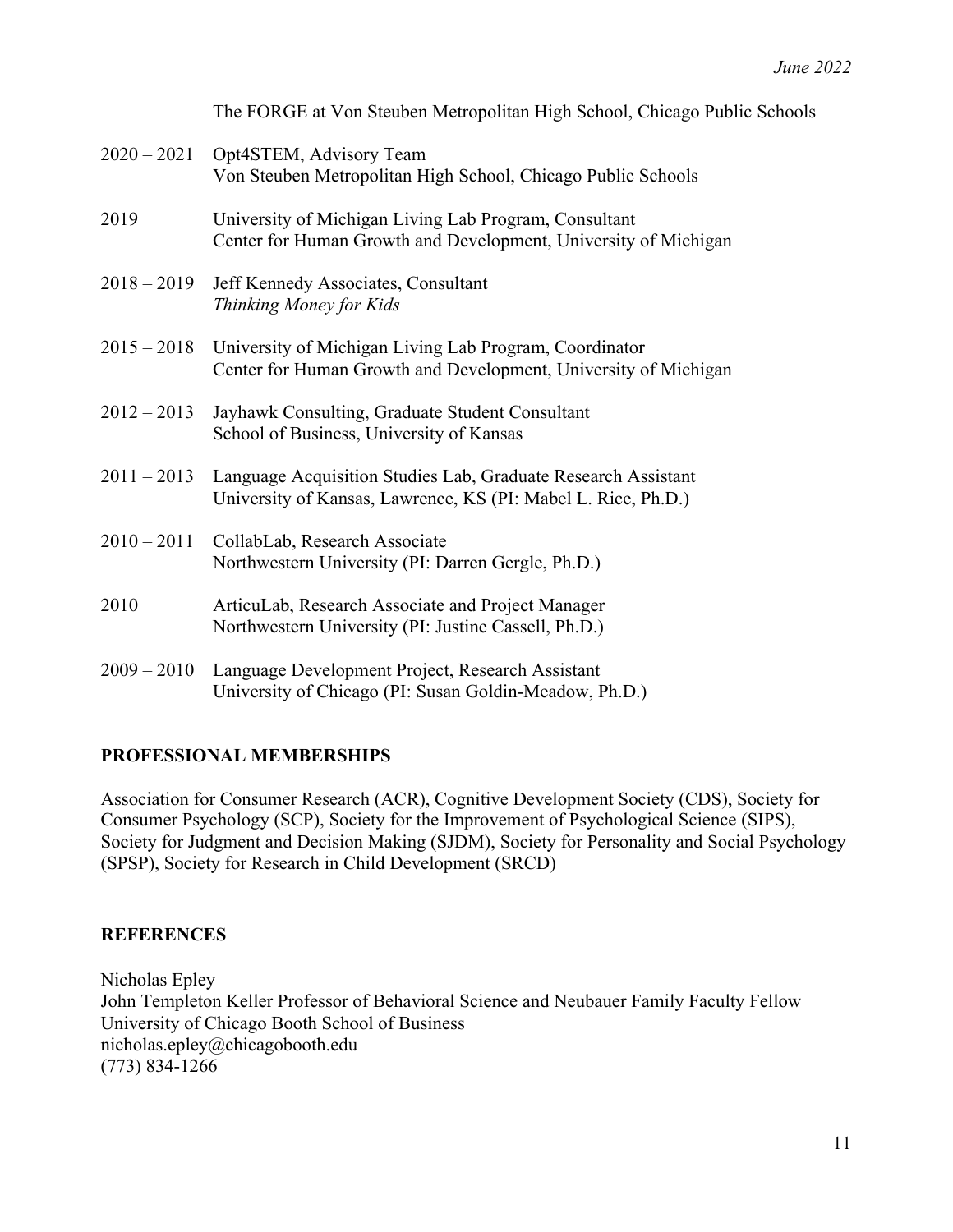The FORGE at Von Steuben Metropolitan High School, Chicago Public Schools

2020 – 2021 Opt4STEM, Advisory Team
Von Steuben Metropolitan High School, Chicago Public Schools

2019 University of Michigan Living Lab Program, Consultant
Center for Human Growth and Development, University of Michigan

2018 – 2019 Jeff Kennedy Associates, Consultant
*Thinking Money for Kids*

2015 – 2018 University of Michigan Living Lab Program, Coordinator
Center for Human Growth and Development, University of Michigan

2012 – 2013 Jayhawk Consulting, Graduate Student Consultant
School of Business, University of Kansas

2011 – 2013 Language Acquisition Studies Lab, Graduate Research Assistant
University of Kansas, Lawrence, KS (PI: Mabel L. Rice, Ph.D.)

2010 – 2011 CollabLab, Research Associate
Northwestern University (PI: Darren Gergle, Ph.D.)

2010 ArticuLab, Research Associate and Project Manager
Northwestern University (PI: Justine Cassell, Ph.D.)

2009 – 2010 Language Development Project, Research Assistant
University of Chicago (PI: Susan Goldin-Meadow, Ph.D.)

## PROFESSIONAL MEMBERSHIPS

Association for Consumer Research (ACR), Cognitive Development Society (CDS), Society for Consumer Psychology (SCP), Society for the Improvement of Psychological Science (SIPS), Society for Judgment and Decision Making (SJDM), Society for Personality and Social Psychology (SPSP), Society for Research in Child Development (SRCD)

## REFERENCES

Nicholas Epley
John Templeton Keller Professor of Behavioral Science and Neubauer Family Faculty Fellow
University of Chicago Booth School of Business
nicholas.epley@chicagobooth.edu
(773) 834-1266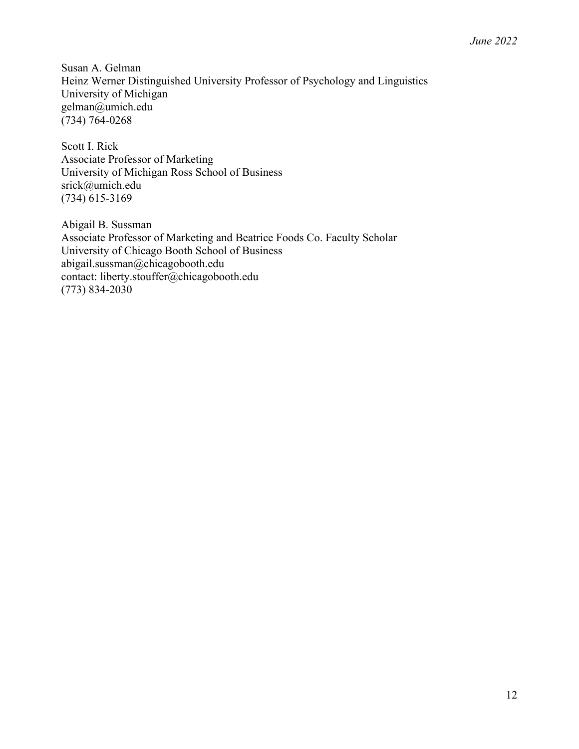*June 2022*

Susan A. Gelman
Heinz Werner Distinguished University Professor of Psychology and Linguistics
University of Michigan
gelman@umich.edu
(734) 764-0268

Scott I. Rick
Associate Professor of Marketing
University of Michigan Ross School of Business
srick@umich.edu
(734) 615-3169

Abigail B. Sussman
Associate Professor of Marketing and Beatrice Foods Co. Faculty Scholar
University of Chicago Booth School of Business
abigail.sussman@chicagobooth.edu
contact: liberty.stouffer@chicagobooth.edu
(773) 834-2030